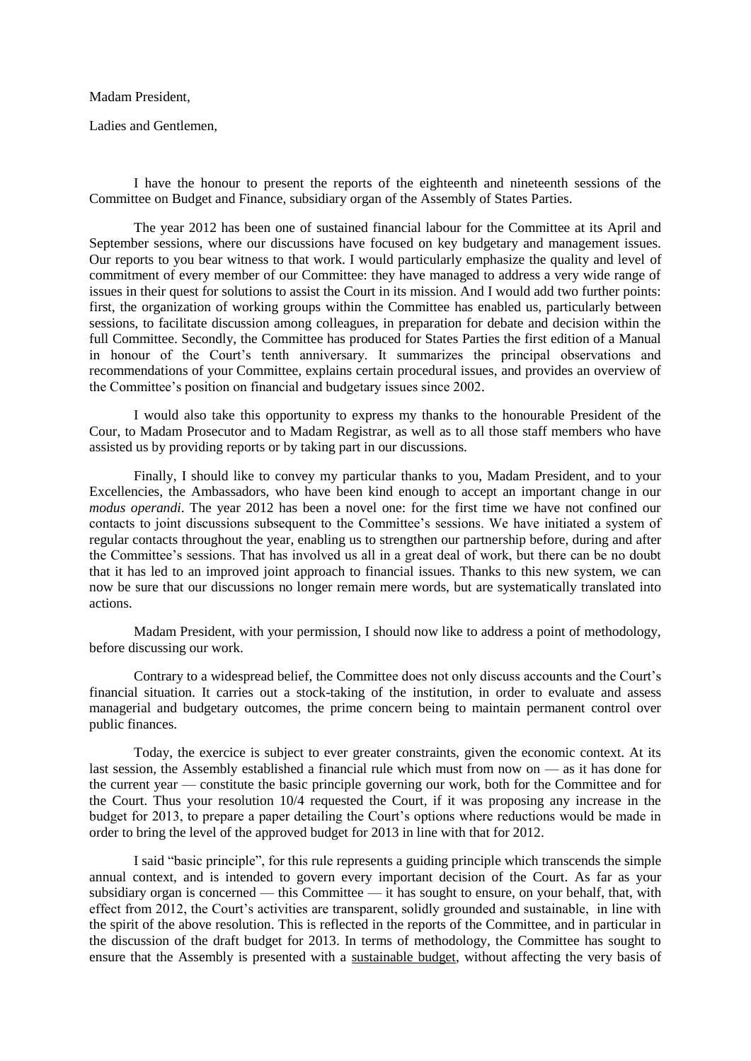Madam President,

Ladies and Gentlemen,

I have the honour to present the reports of the eighteenth and nineteenth sessions of the Committee on Budget and Finance, subsidiary organ of the Assembly of States Parties.

The year 2012 has been one of sustained financial labour for the Committee at its April and September sessions, where our discussions have focused on key budgetary and management issues. Our reports to you bear witness to that work. I would particularly emphasize the quality and level of commitment of every member of our Committee: they have managed to address a very wide range of issues in their quest for solutions to assist the Court in its mission. And I would add two further points: first, the organization of working groups within the Committee has enabled us, particularly between sessions, to facilitate discussion among colleagues, in preparation for debate and decision within the full Committee. Secondly, the Committee has produced for States Parties the first edition of a Manual in honour of the Court's tenth anniversary. It summarizes the principal observations and recommendations of your Committee, explains certain procedural issues, and provides an overview of the Committee's position on financial and budgetary issues since 2002.

I would also take this opportunity to express my thanks to the honourable President of the Cour, to Madam Prosecutor and to Madam Registrar, as well as to all those staff members who have assisted us by providing reports or by taking part in our discussions.

Finally, I should like to convey my particular thanks to you, Madam President, and to your Excellencies, the Ambassadors, who have been kind enough to accept an important change in our *modus operandi*. The year 2012 has been a novel one: for the first time we have not confined our contacts to joint discussions subsequent to the Committee's sessions. We have initiated a system of regular contacts throughout the year, enabling us to strengthen our partnership before, during and after the Committee's sessions. That has involved us all in a great deal of work, but there can be no doubt that it has led to an improved joint approach to financial issues. Thanks to this new system, we can now be sure that our discussions no longer remain mere words, but are systematically translated into actions.

Madam President, with your permission, I should now like to address a point of methodology, before discussing our work.

Contrary to a widespread belief, the Committee does not only discuss accounts and the Court's financial situation. It carries out a stock-taking of the institution, in order to evaluate and assess managerial and budgetary outcomes, the prime concern being to maintain permanent control over public finances.

Today, the exercice is subject to ever greater constraints, given the economic context. At its last session, the Assembly established a financial rule which must from now on — as it has done for the current year — constitute the basic principle governing our work, both for the Committee and for the Court. Thus your resolution 10/4 requested the Court, if it was proposing any increase in the budget for 2013, to prepare a paper detailing the Court's options where reductions would be made in order to bring the level of the approved budget for 2013 in line with that for 2012.

I said "basic principle", for this rule represents a guiding principle which transcends the simple annual context, and is intended to govern every important decision of the Court. As far as your subsidiary organ is concerned — this Committee — it has sought to ensure, on your behalf, that, with effect from 2012, the Court's activities are transparent, solidly grounded and sustainable, in line with the spirit of the above resolution. This is reflected in the reports of the Committee, and in particular in the discussion of the draft budget for 2013. In terms of methodology, the Committee has sought to ensure that the Assembly is presented with a <u>sustainable budget</u>, without affecting the very basis of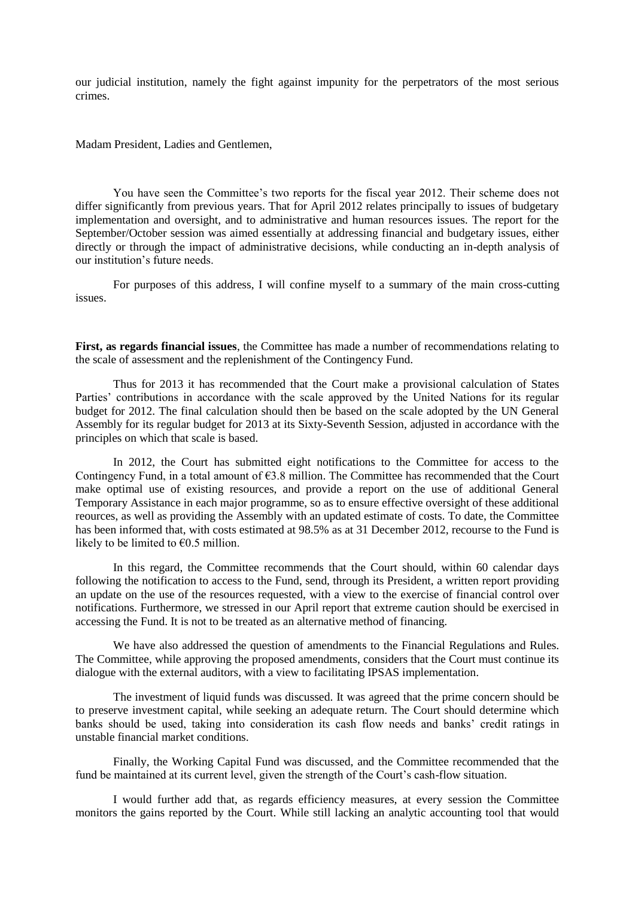our judicial institution, namely the fight against impunity for the perpetrators of the most serious crimes.

Madam President, Ladies and Gentlemen,

You have seen the Committee's two reports for the fiscal year 2012. Their scheme does not differ significantly from previous years. That for April 2012 relates principally to issues of budgetary implementation and oversight, and to administrative and human resources issues. The report for the September/October session was aimed essentially at addressing financial and budgetary issues, either directly or through the impact of administrative decisions, while conducting an in-depth analysis of our institution's future needs.

For purposes of this address, I will confine myself to a summary of the main cross-cutting issues.

**First, as regards financial issues**, the Committee has made a number of recommendations relating to the scale of assessment and the replenishment of the Contingency Fund.

Thus for 2013 it has recommended that the Court make a provisional calculation of States Parties' contributions in accordance with the scale approved by the United Nations for its regular budget for 2012. The final calculation should then be based on the scale adopted by the UN General Assembly for its regular budget for 2013 at its Sixty-Seventh Session, adjusted in accordance with the principles on which that scale is based.

In 2012, the Court has submitted eight notifications to the Committee for access to the Contingency Fund, in a total amount of €3.8 million. The Committee has recommended that the Court make optimal use of existing resources, and provide a report on the use of additional General Temporary Assistance in each major programme, so as to ensure effective oversight of these additional reources, as well as providing the Assembly with an updated estimate of costs. To date, the Committee has been informed that, with costs estimated at 98.5% as at 31 December 2012, recourse to the Fund is likely to be limited to €0.5 million.

In this regard, the Committee recommends that the Court should, within 60 calendar days following the notification to access to the Fund, send, through its President, a written report providing an update on the use of the resources requested, with a view to the exercise of financial control over notifications. Furthermore, we stressed in our April report that extreme caution should be exercised in accessing the Fund. It is not to be treated as an alternative method of financing.

We have also addressed the question of amendments to the Financial Regulations and Rules. The Committee, while approving the proposed amendments, considers that the Court must continue its dialogue with the external auditors, with a view to facilitating IPSAS implementation.

The investment of liquid funds was discussed. It was agreed that the prime concern should be to preserve investment capital, while seeking an adequate return. The Court should determine which banks should be used, taking into consideration its cash flow needs and banks' credit ratings in unstable financial market conditions.

Finally, the Working Capital Fund was discussed, and the Committee recommended that the fund be maintained at its current level, given the strength of the Court's cash-flow situation.

I would further add that, as regards efficiency measures, at every session the Committee monitors the gains reported by the Court. While still lacking an analytic accounting tool that would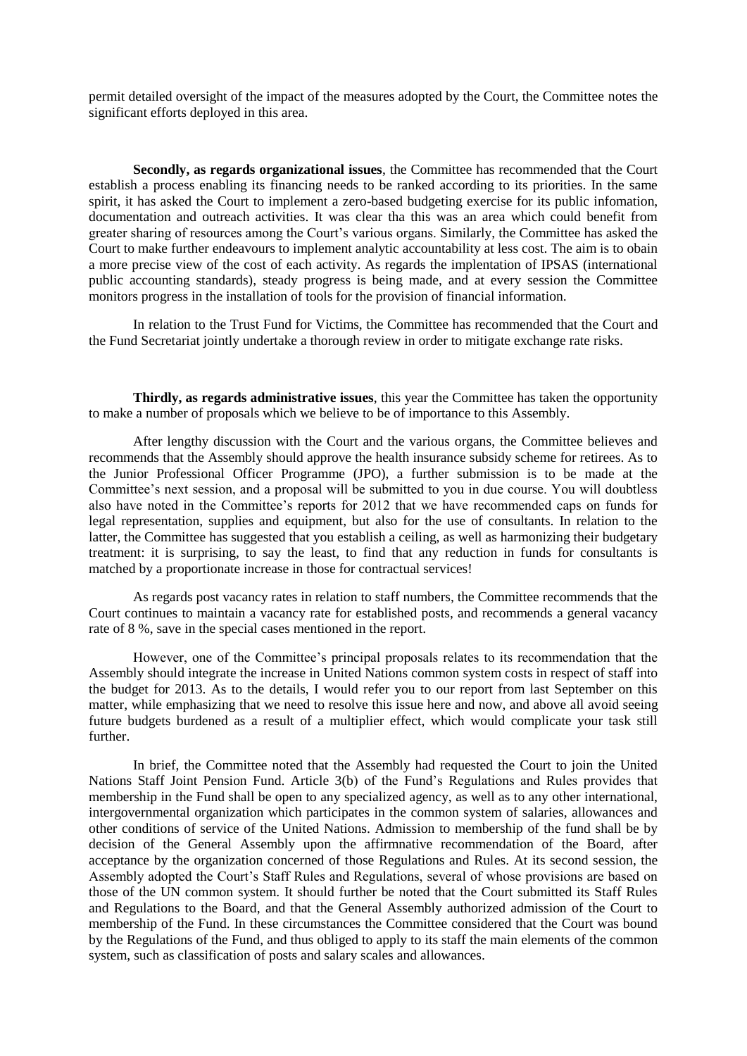permit detailed oversight of the impact of the measures adopted by the Court, the Committee notes the significant efforts deployed in this area.

**Secondly, as regards organizational issues**, the Committee has recommended that the Court establish a process enabling its financing needs to be ranked according to its priorities. In the same spirit, it has asked the Court to implement a zero-based budgeting exercise for its public infomation, documentation and outreach activities. It was clear tha this was an area which could benefit from greater sharing of resources among the Court's various organs. Similarly, the Committee has asked the Court to make further endeavours to implement analytic accountability at less cost. The aim is to obain a more precise view of the cost of each activity. As regards the implentation of IPSAS (international public accounting standards), steady progress is being made, and at every session the Committee monitors progress in the installation of tools for the provision of financial information.

In relation to the Trust Fund for Victims, the Committee has recommended that the Court and the Fund Secretariat jointly undertake a thorough review in order to mitigate exchange rate risks.

**Thirdly, as regards administrative issues**, this year the Committee has taken the opportunity to make a number of proposals which we believe to be of importance to this Assembly.

After lengthy discussion with the Court and the various organs, the Committee believes and recommends that the Assembly should approve the health insurance subsidy scheme for retirees. As to the Junior Professional Officer Programme (JPO), a further submission is to be made at the Committee's next session, and a proposal will be submitted to you in due course. You will doubtless also have noted in the Committee's reports for 2012 that we have recommended caps on funds for legal representation, supplies and equipment, but also for the use of consultants. In relation to the latter, the Committee has suggested that you establish a ceiling, as well as harmonizing their budgetary treatment: it is surprising, to say the least, to find that any reduction in funds for consultants is matched by a proportionate increase in those for contractual services!

As regards post vacancy rates in relation to staff numbers, the Committee recommends that the Court continues to maintain a vacancy rate for established posts, and recommends a general vacancy rate of 8 %, save in the special cases mentioned in the report.

However, one of the Committee's principal proposals relates to its recommendation that the Assembly should integrate the increase in United Nations common system costs in respect of staff into the budget for 2013. As to the details, I would refer you to our report from last September on this matter, while emphasizing that we need to resolve this issue here and now, and above all avoid seeing future budgets burdened as a result of a multiplier effect, which would complicate your task still further.

In brief, the Committee noted that the Assembly had requested the Court to join the United Nations Staff Joint Pension Fund. Article 3(b) of the Fund's Regulations and Rules provides that membership in the Fund shall be open to any specialized agency, as well as to any other international, intergovernmental organization which participates in the common system of salaries, allowances and other conditions of service of the United Nations. Admission to membership of the fund shall be by decision of the General Assembly upon the affirmnative recommendation of the Board, after acceptance by the organization concerned of those Regulations and Rules. At its second session, the Assembly adopted the Court's Staff Rules and Regulations, several of whose provisions are based on those of the UN common system. It should further be noted that the Court submitted its Staff Rules and Regulations to the Board, and that the General Assembly authorized admission of the Court to membership of the Fund. In these circumstances the Committee considered that the Court was bound by the Regulations of the Fund, and thus obliged to apply to its staff the main elements of the common system, such as classification of posts and salary scales and allowances.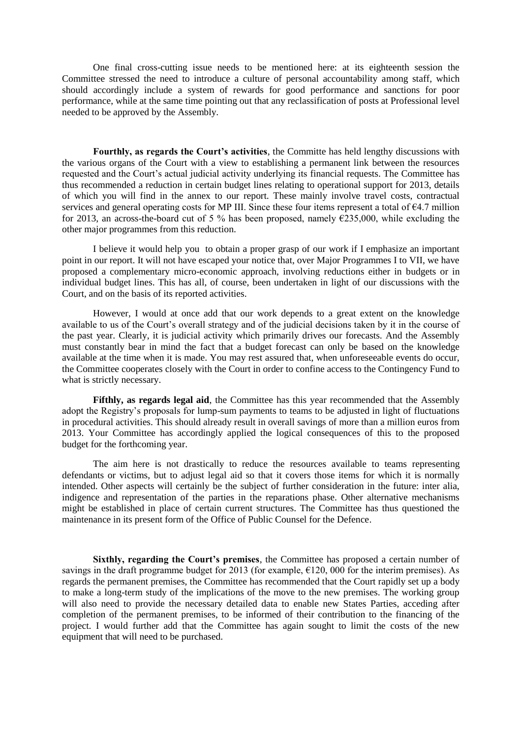One final cross-cutting issue needs to be mentioned here: at its eighteenth session the Committee stressed the need to introduce a culture of personal accountability among staff, which should accordingly include a system of rewards for good performance and sanctions for poor performance, while at the same time pointing out that any reclassification of posts at Professional level needed to be approved by the Assembly.

**Fourthly, as regards the Court's activities**, the Committe has held lengthy discussions with the various organs of the Court with a view to establishing a permanent link between the resources requested and the Court's actual judicial activity underlying its financial requests. The Committee has thus recommended a reduction in certain budget lines relating to operational support for 2013, details of which you will find in the annex to our report. These mainly involve travel costs, contractual services and general operating costs for MP III. Since these four items represent a total of €4.7 million for 2013, an across-the-board cut of 5 % has been proposed, namely €235,000, while excluding the other major programmes from this reduction.

I believe it would help you to obtain a proper grasp of our work if I emphasize an important point in our report. It will not have escaped your notice that, over Major Programmes I to VII, we have proposed a complementary micro-economic approach, involving reductions either in budgets or in individual budget lines. This has all, of course, been undertaken in light of our discussions with the Court, and on the basis of its reported activities.

However, I would at once add that our work depends to a great extent on the knowledge available to us of the Court's overall strategy and of the judicial decisions taken by it in the course of the past year. Clearly, it is judicial activity which primarily drives our forecasts. And the Assembly must constantly bear in mind the fact that a budget forecast can only be based on the knowledge available at the time when it is made. You may rest assured that, when unforeseeable events do occur, the Committee cooperates closely with the Court in order to confine access to the Contingency Fund to what is strictly necessary.

**Fifthly, as regards legal aid**, the Committee has this year recommended that the Assembly adopt the Registry's proposals for lump-sum payments to teams to be adjusted in light of fluctuations in procedural activities. This should already result in overall savings of more than a million euros from 2013. Your Committee has accordingly applied the logical consequences of this to the proposed budget for the forthcoming year.

The aim here is not drastically to reduce the resources available to teams representing defendants or victims, but to adjust legal aid so that it covers those items for which it is normally intended. Other aspects will certainly be the subject of further consideration in the future: inter alia, indigence and representation of the parties in the reparations phase. Other alternative mechanisms might be established in place of certain current structures. The Committee has thus questioned the maintenance in its present form of the Office of Public Counsel for the Defence.

**Sixthly, regarding the Court's premises**, the Committee has proposed a certain number of savings in the draft programme budget for 2013 (for example, €120, 000 for the interim premises). As regards the permanent premises, the Committee has recommended that the Court rapidly set up a body to make a long-term study of the implications of the move to the new premises. The working group will also need to provide the necessary detailed data to enable new States Parties, acceding after completion of the permanent premises, to be informed of their contribution to the financing of the project. I would further add that the Committee has again sought to limit the costs of the new equipment that will need to be purchased.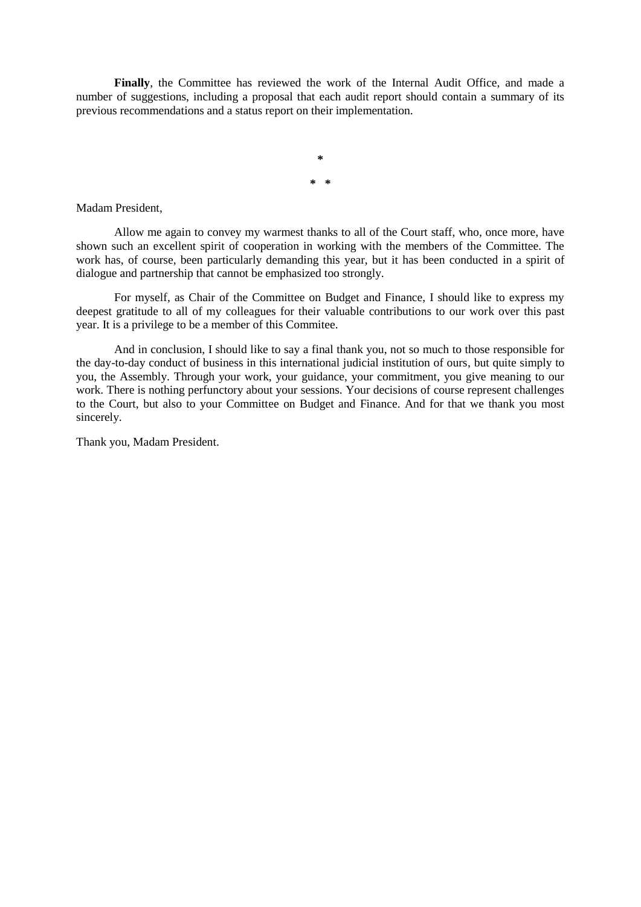**Finally**, the Committee has reviewed the work of the Internal Audit Office, and made a number of suggestions, including a proposal that each audit report should contain a summary of its previous recommendations and a status report on their implementation.

\*

\* \*

Madam President,

Allow me again to convey my warmest thanks to all of the Court staff, who, once more, have shown such an excellent spirit of cooperation in working with the members of the Committee. The work has, of course, been particularly demanding this year, but it has been conducted in a spirit of dialogue and partnership that cannot be emphasized too strongly.

For myself, as Chair of the Committee on Budget and Finance, I should like to express my deepest gratitude to all of my colleagues for their valuable contributions to our work over this past year. It is a privilege to be a member of this Commitee.

And in conclusion, I should like to say a final thank you, not so much to those responsible for the day-to-day conduct of business in this international judicial institution of ours, but quite simply to you, the Assembly. Through your work, your guidance, your commitment, you give meaning to our work. There is nothing perfunctory about your sessions. Your decisions of course represent challenges to the Court, but also to your Committee on Budget and Finance. And for that we thank you most sincerely.

Thank you, Madam President.